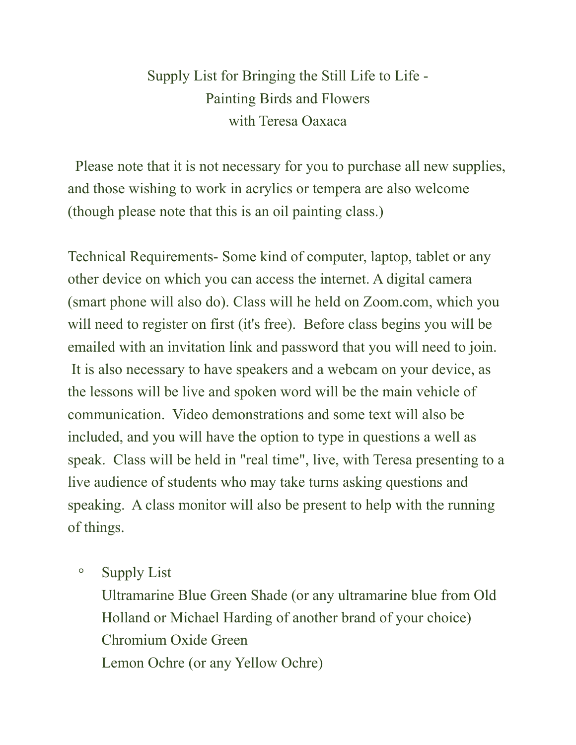# Supply List for Bringing the Still Life to Life - Painting Birds and Flowers with Teresa Oaxaca

Please note that it is not necessary for you to purchase all new supplies, and those wishing to work in acrylics or tempera are also welcome (though please note that this is an oil painting class.)

Technical Requirements- Some kind of computer, laptop, tablet or any other device on which you can access the internet. A digital camera (smart phone will also do). Class will he held on Zoom.com, which you will need to register on first (it's free). Before class begins you will be emailed with an invitation link and password that you will need to join. It is also necessary to have speakers and a webcam on your device, as the lessons will be live and spoken word will be the main vehicle of communication. Video demonstrations and some text will also be included, and you will have the option to type in questions a well as speak. Class will be held in "real time", live, with Teresa presenting to a live audience of students who may take turns asking questions and speaking. A class monitor will also be present to help with the running of things.

- Supply List
  Ultramarine Blue Green Shade (or any ultramarine blue from Old Holland or Michael Harding of another brand of your choice)
  Chromium Oxide Green
  Lemon Ochre (or any Yellow Ochre)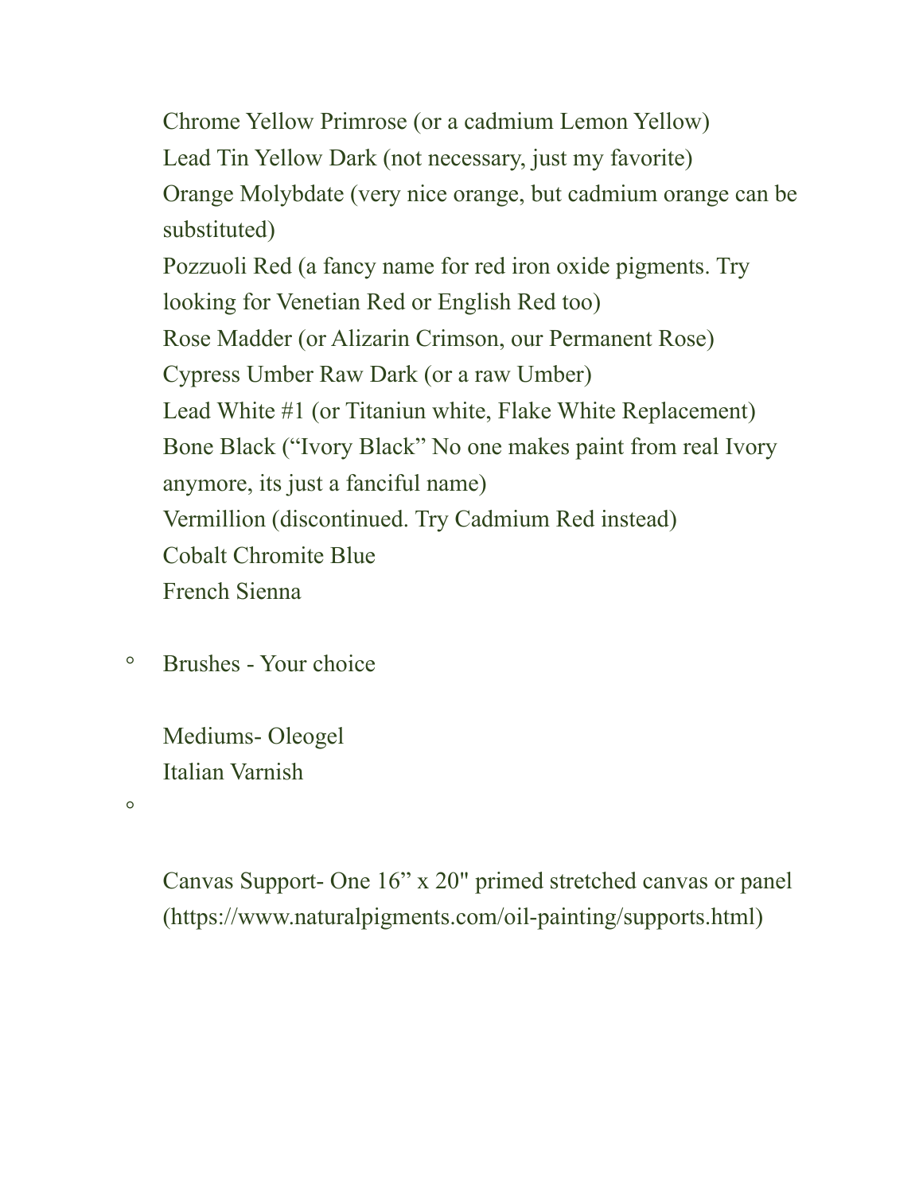Chrome Yellow Primrose (or a cadmium Lemon Yellow)
Lead Tin Yellow Dark (not necessary, just my favorite)
Orange Molybdate (very nice orange, but cadmium orange can be substituted)
Pozzuoli Red (a fancy name for red iron oxide pigments. Try looking for Venetian Red or English Red too)
Rose Madder (or Alizarin Crimson, our Permanent Rose)
Cypress Umber Raw Dark (or a raw Umber)
Lead White #1 (or Titaniun white, Flake White Replacement)
Bone Black ("Ivory Black" No one makes paint from real Ivory anymore, its just a fanciful name)
Vermillion (discontinued. Try Cadmium Red instead)
Cobalt Chromite Blue
French Sienna

- Brushes - Your choice

  Mediums- Oleogel
  Italian Varnish

- Canvas Support- One 16" x 20" primed stretched canvas or panel (https://www.naturalpigments.com/oil-painting/supports.html)